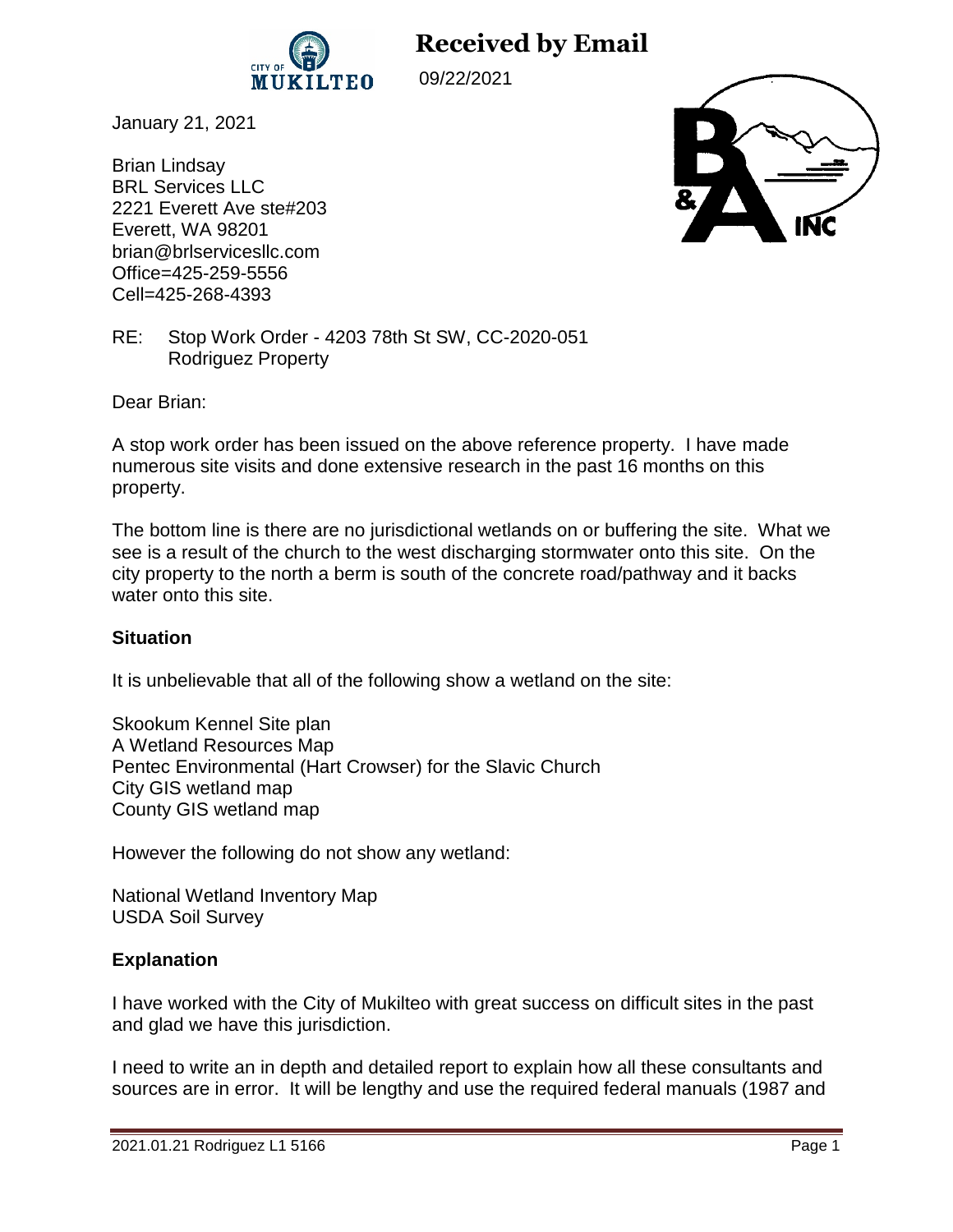**Received by Email**

09/22/2021

January 21, 2021

Brian Lindsay
BRL Services LLC
2221 Everett Ave ste#203
Everett, WA 98201
brian@brlservicesllc.com
Office=425-259-5556
Cell=425-268-4393

RE: Stop Work Order - 4203 78th St SW, CC-2020-051
Rodriguez Property

Dear Brian:

A stop work order has been issued on the above reference property. I have made numerous site visits and done extensive research in the past 16 months on this property.

The bottom line is there are no jurisdictional wetlands on or buffering the site. What we see is a result of the church to the west discharging stormwater onto this site. On the city property to the north a berm is south of the concrete road/pathway and it backs water onto this site.

**Situation**

It is unbelievable that all of the following show a wetland on the site:

Skookum Kennel Site plan
A Wetland Resources Map
Pentec Environmental (Hart Crowser) for the Slavic Church
City GIS wetland map
County GIS wetland map

However the following do not show any wetland:

National Wetland Inventory Map
USDA Soil Survey

**Explanation**

I have worked with the City of Mukilteo with great success on difficult sites in the past and glad we have this jurisdiction.

I need to write an in depth and detailed report to explain how all these consultants and sources are in error. It will be lengthy and use the required federal manuals (1987 and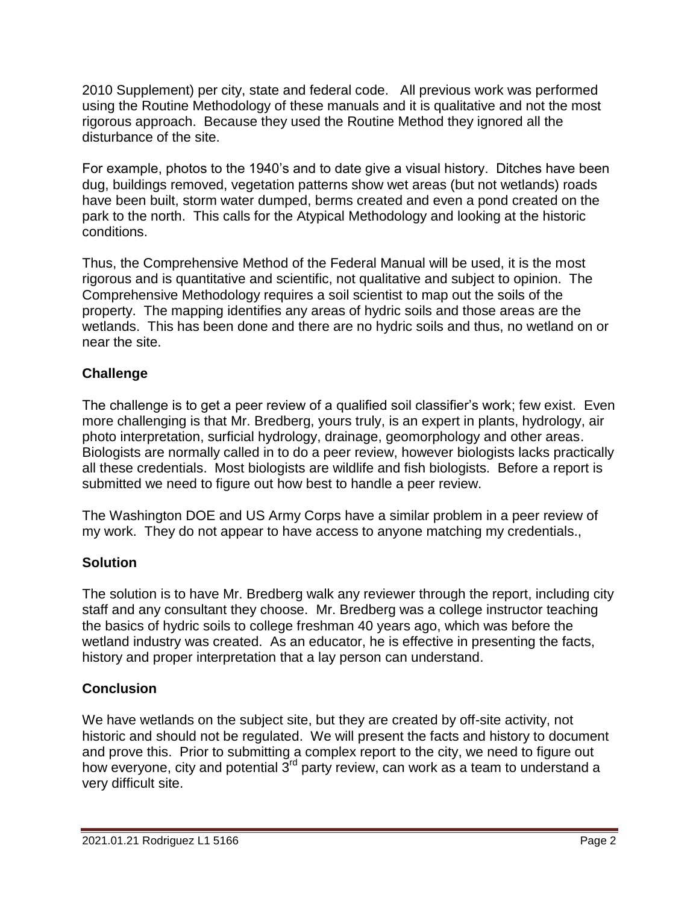2010 Supplement) per city, state and federal code. All previous work was performed using the Routine Methodology of these manuals and it is qualitative and not the most rigorous approach. Because they used the Routine Method they ignored all the disturbance of the site.

For example, photos to the 1940's and to date give a visual history. Ditches have been dug, buildings removed, vegetation patterns show wet areas (but not wetlands) roads have been built, storm water dumped, berms created and even a pond created on the park to the north. This calls for the Atypical Methodology and looking at the historic conditions.

Thus, the Comprehensive Method of the Federal Manual will be used, it is the most rigorous and is quantitative and scientific, not qualitative and subject to opinion. The Comprehensive Methodology requires a soil scientist to map out the soils of the property. The mapping identifies any areas of hydric soils and those areas are the wetlands. This has been done and there are no hydric soils and thus, no wetland on or near the site.

## Challenge

The challenge is to get a peer review of a qualified soil classifier's work; few exist. Even more challenging is that Mr. Bredberg, yours truly, is an expert in plants, hydrology, air photo interpretation, surficial hydrology, drainage, geomorphology and other areas. Biologists are normally called in to do a peer review, however biologists lacks practically all these credentials. Most biologists are wildlife and fish biologists. Before a report is submitted we need to figure out how best to handle a peer review.

The Washington DOE and US Army Corps have a similar problem in a peer review of my work. They do not appear to have access to anyone matching my credentials.,

## Solution

The solution is to have Mr. Bredberg walk any reviewer through the report, including city staff and any consultant they choose. Mr. Bredberg was a college instructor teaching the basics of hydric soils to college freshman 40 years ago, which was before the wetland industry was created. As an educator, he is effective in presenting the facts, history and proper interpretation that a lay person can understand.

## Conclusion

We have wetlands on the subject site, but they are created by off-site activity, not historic and should not be regulated. We will present the facts and history to document and prove this. Prior to submitting a complex report to the city, we need to figure out how everyone, city and potential 3rd party review, can work as a team to understand a very difficult site.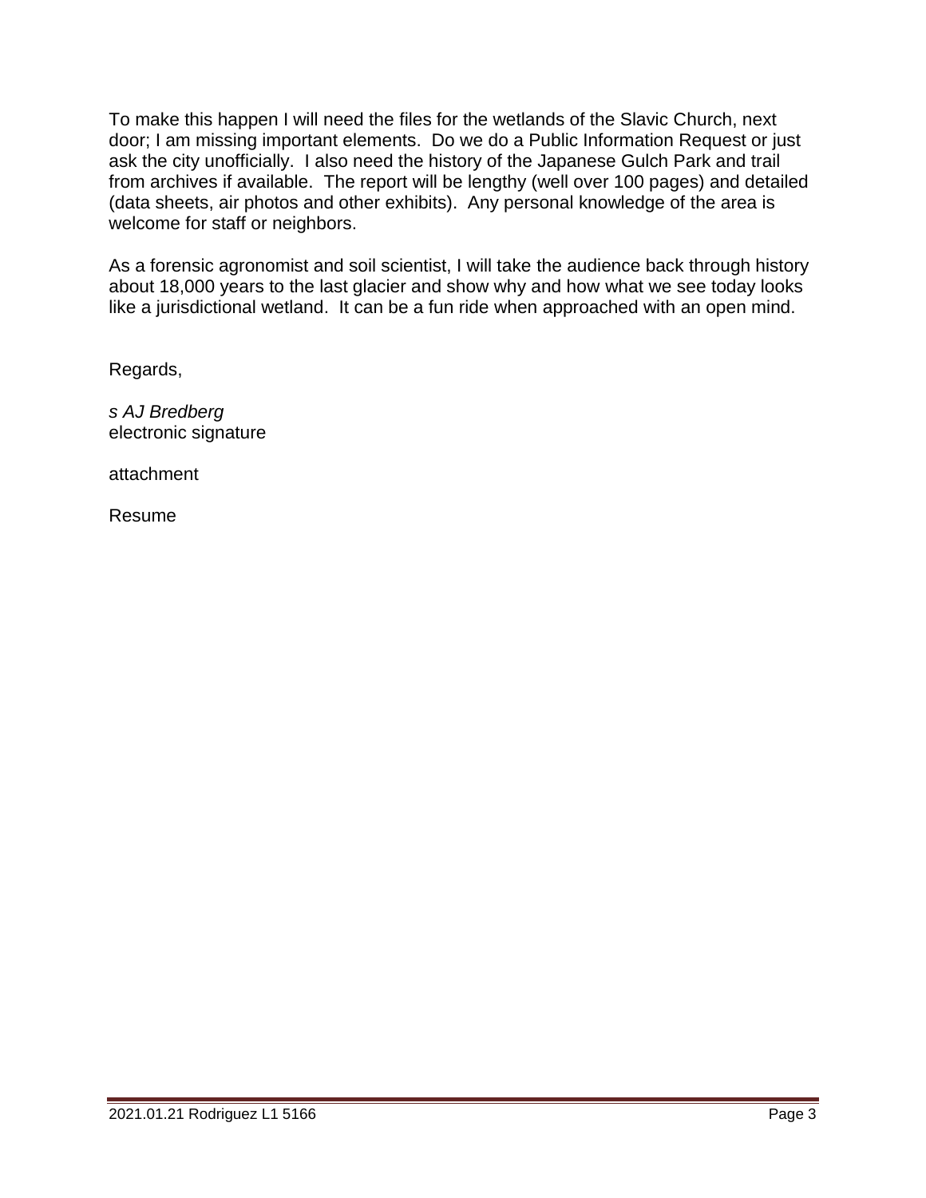To make this happen I will need the files for the wetlands of the Slavic Church, next door; I am missing important elements. Do we do a Public Information Request or just ask the city unofficially. I also need the history of the Japanese Gulch Park and trail from archives if available. The report will be lengthy (well over 100 pages) and detailed (data sheets, air photos and other exhibits). Any personal knowledge of the area is welcome for staff or neighbors.

As a forensic agronomist and soil scientist, I will take the audience back through history about 18,000 years to the last glacier and show why and how what we see today looks like a jurisdictional wetland. It can be a fun ride when approached with an open mind.

Regards,

*s AJ Bredberg*
electronic signature

attachment

Resume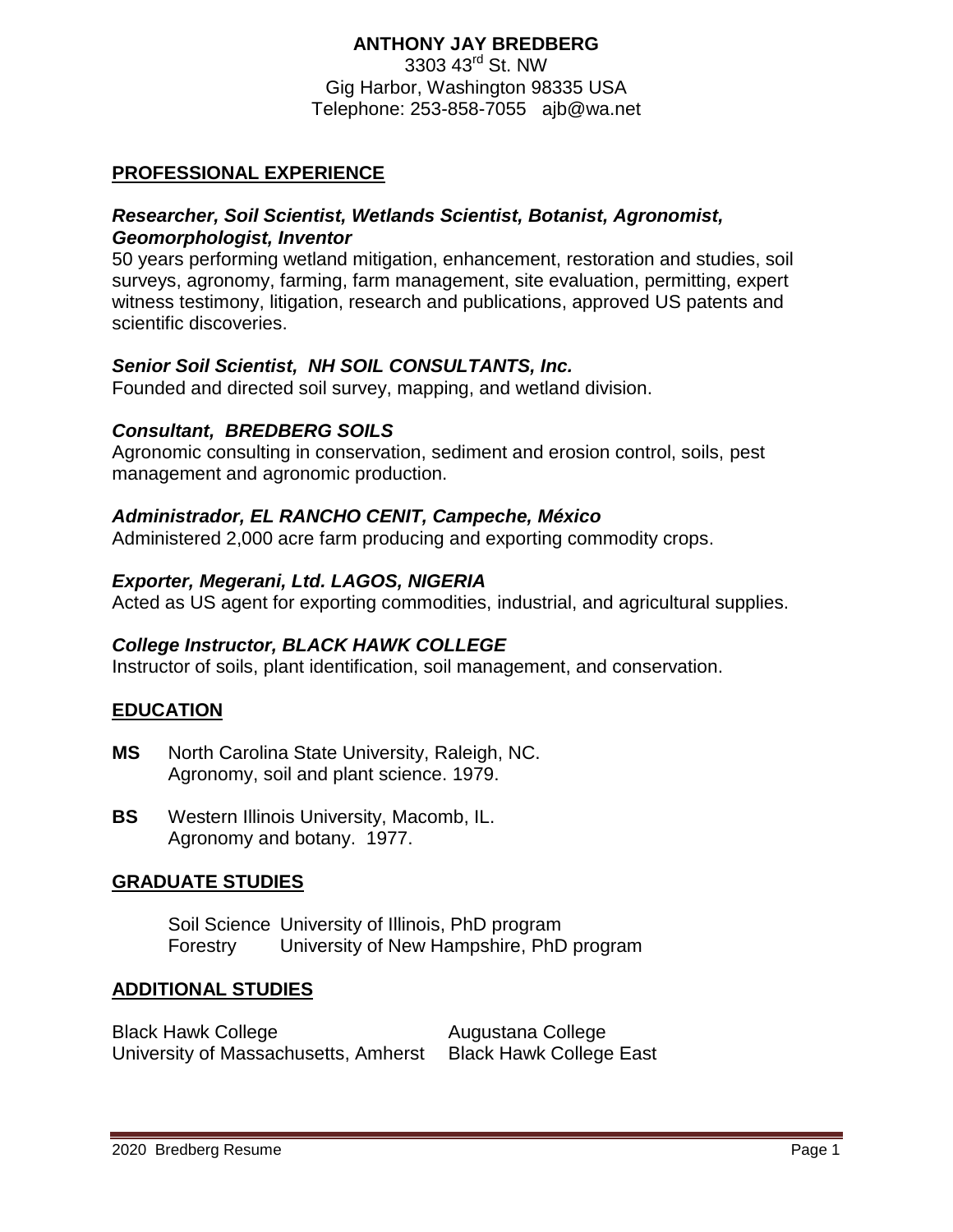**ANTHONY JAY BREDBERG**

3303 43rd St. NW

Gig Harbor, Washington 98335 USA

Telephone: 253-858-7055 ajb@wa.net

## PROFESSIONAL EXPERIENCE

### *Researcher, Soil Scientist, Wetlands Scientist, Botanist, Agronomist, Geomorphologist, Inventor*

50 years performing wetland mitigation, enhancement, restoration and studies, soil surveys, agronomy, farming, farm management, site evaluation, permitting, expert witness testimony, litigation, research and publications, approved US patents and scientific discoveries.

### *Senior Soil Scientist, NH SOIL CONSULTANTS, Inc.*

Founded and directed soil survey, mapping, and wetland division.

### *Consultant, BREDBERG SOILS*

Agronomic consulting in conservation, sediment and erosion control, soils, pest management and agronomic production.

### *Administrador, EL RANCHO CENIT, Campeche, México*

Administered 2,000 acre farm producing and exporting commodity crops.

### *Exporter, Megerani, Ltd. LAGOS, NIGERIA*

Acted as US agent for exporting commodities, industrial, and agricultural supplies.

### *College Instructor, BLACK HAWK COLLEGE*

Instructor of soils, plant identification, soil management, and conservation.

## EDUCATION

**MS** North Carolina State University, Raleigh, NC.
Agronomy, soil and plant science. 1979.

**BS** Western Illinois University, Macomb, IL.
Agronomy and botany. 1977.

## GRADUATE STUDIES

| | |
|---|---|
| Soil Science | University of Illinois, PhD program |
| Forestry | University of New Hampshire, PhD program |

## ADDITIONAL STUDIES

| | |
|---|---|
| Black Hawk College | Augustana College |
| University of Massachusetts, Amherst | Black Hawk College East |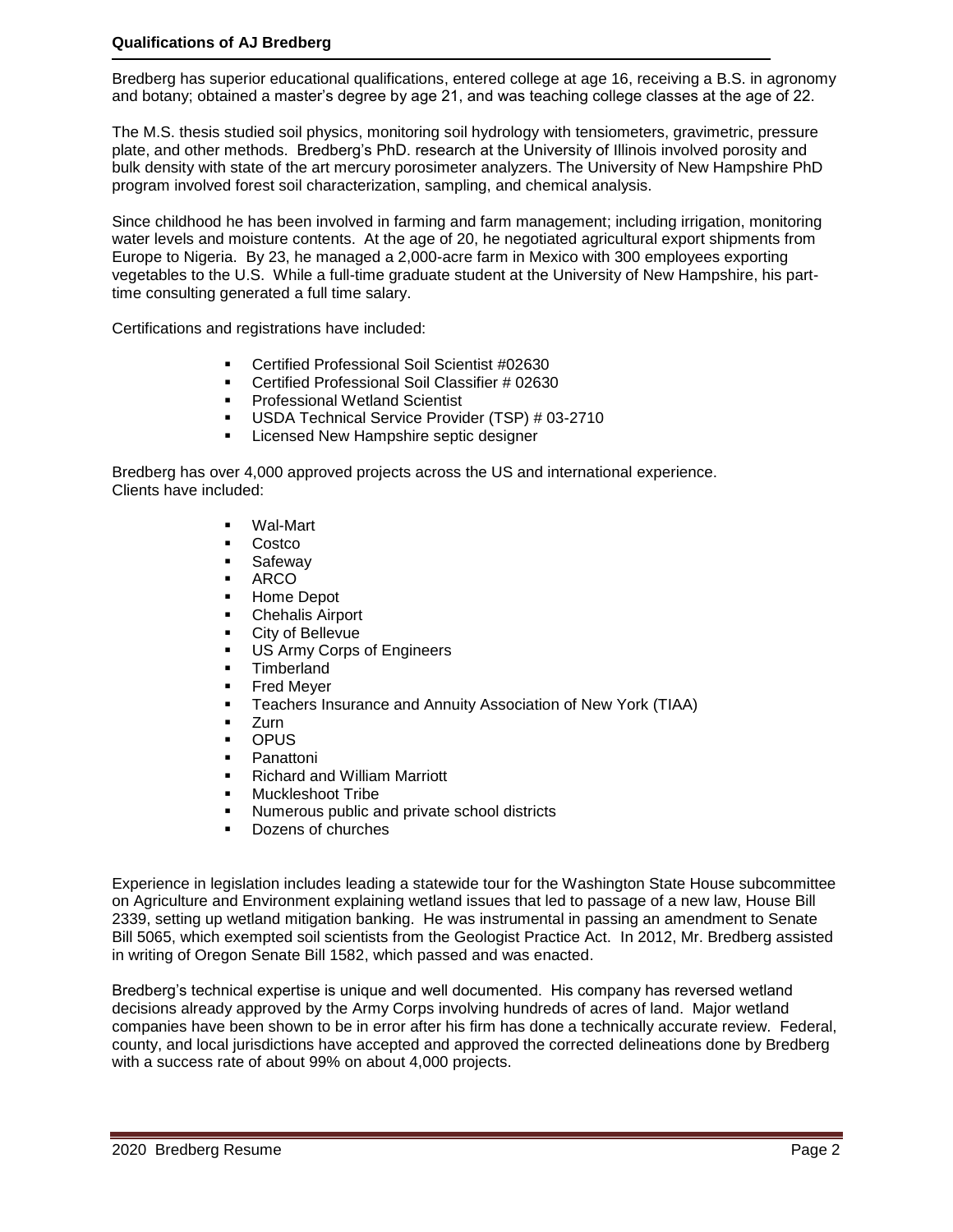**Qualifications of AJ Bredberg**

Bredberg has superior educational qualifications, entered college at age 16, receiving a B.S. in agronomy and botany; obtained a master's degree by age 21, and was teaching college classes at the age of 22.

The M.S. thesis studied soil physics, monitoring soil hydrology with tensiometers, gravimetric, pressure plate, and other methods. Bredberg's PhD. research at the University of Illinois involved porosity and bulk density with state of the art mercury porosimeter analyzers. The University of New Hampshire PhD program involved forest soil characterization, sampling, and chemical analysis.

Since childhood he has been involved in farming and farm management; including irrigation, monitoring water levels and moisture contents. At the age of 20, he negotiated agricultural export shipments from Europe to Nigeria. By 23, he managed a 2,000-acre farm in Mexico with 300 employees exporting vegetables to the U.S. While a full-time graduate student at the University of New Hampshire, his part-time consulting generated a full time salary.

Certifications and registrations have included:

- Certified Professional Soil Scientist #02630
- Certified Professional Soil Classifier # 02630
- Professional Wetland Scientist
- USDA Technical Service Provider (TSP) # 03-2710
- Licensed New Hampshire septic designer

Bredberg has over 4,000 approved projects across the US and international experience. Clients have included:

- Wal-Mart
- Costco
- Safeway
- ARCO
- Home Depot
- Chehalis Airport
- City of Bellevue
- US Army Corps of Engineers
- Timberland
- Fred Meyer
- Teachers Insurance and Annuity Association of New York (TIAA)
- Zurn
- OPUS
- Panattoni
- Richard and William Marriott
- Muckleshoot Tribe
- Numerous public and private school districts
- Dozens of churches

Experience in legislation includes leading a statewide tour for the Washington State House subcommittee on Agriculture and Environment explaining wetland issues that led to passage of a new law, House Bill 2339, setting up wetland mitigation banking. He was instrumental in passing an amendment to Senate Bill 5065, which exempted soil scientists from the Geologist Practice Act. In 2012, Mr. Bredberg assisted in writing of Oregon Senate Bill 1582, which passed and was enacted.

Bredberg's technical expertise is unique and well documented. His company has reversed wetland decisions already approved by the Army Corps involving hundreds of acres of land. Major wetland companies have been shown to be in error after his firm has done a technically accurate review. Federal, county, and local jurisdictions have accepted and approved the corrected delineations done by Bredberg with a success rate of about 99% on about 4,000 projects.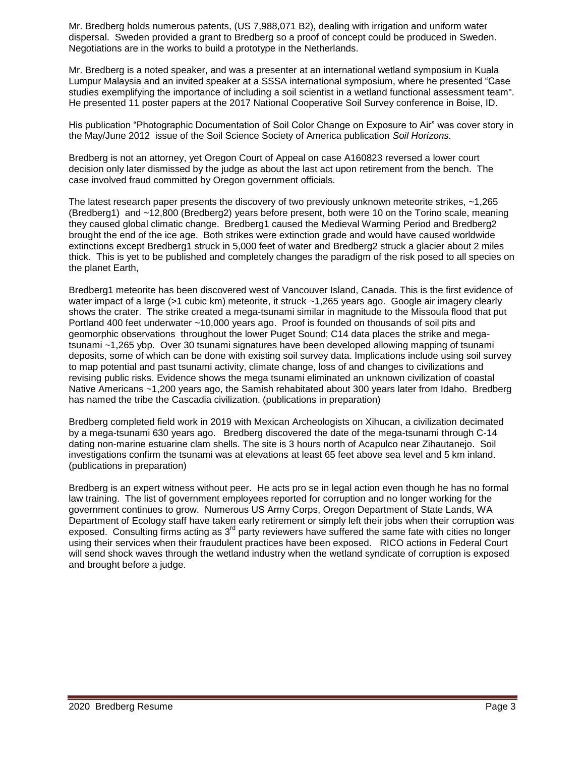Mr. Bredberg holds numerous patents, (US 7,988,071 B2), dealing with irrigation and uniform water dispersal. Sweden provided a grant to Bredberg so a proof of concept could be produced in Sweden. Negotiations are in the works to build a prototype in the Netherlands.

Mr. Bredberg is a noted speaker, and was a presenter at an international wetland symposium in Kuala Lumpur Malaysia and an invited speaker at a SSSA international symposium, where he presented "Case studies exemplifying the importance of including a soil scientist in a wetland functional assessment team". He presented 11 poster papers at the 2017 National Cooperative Soil Survey conference in Boise, ID.

His publication "Photographic Documentation of Soil Color Change on Exposure to Air" was cover story in the May/June 2012 issue of the Soil Science Society of America publication *Soil Horizons*.

Bredberg is not an attorney, yet Oregon Court of Appeal on case A160823 reversed a lower court decision only later dismissed by the judge as about the last act upon retirement from the bench. The case involved fraud committed by Oregon government officials.

The latest research paper presents the discovery of two previously unknown meteorite strikes, ~1,265 (Bredberg1) and ~12,800 (Bredberg2) years before present, both were 10 on the Torino scale, meaning they caused global climatic change. Bredberg1 caused the Medieval Warming Period and Bredberg2 brought the end of the ice age. Both strikes were extinction grade and would have caused worldwide extinctions except Bredberg1 struck in 5,000 feet of water and Bredberg2 struck a glacier about 2 miles thick. This is yet to be published and completely changes the paradigm of the risk posed to all species on the planet Earth,

Bredberg1 meteorite has been discovered west of Vancouver Island, Canada. This is the first evidence of water impact of a large (>1 cubic km) meteorite, it struck ~1,265 years ago. Google air imagery clearly shows the crater. The strike created a mega-tsunami similar in magnitude to the Missoula flood that put Portland 400 feet underwater ~10,000 years ago. Proof is founded on thousands of soil pits and geomorphic observations throughout the lower Puget Sound; C14 data places the strike and mega-tsunami ~1,265 ybp. Over 30 tsunami signatures have been developed allowing mapping of tsunami deposits, some of which can be done with existing soil survey data. Implications include using soil survey to map potential and past tsunami activity, climate change, loss of and changes to civilizations and revising public risks. Evidence shows the mega tsunami eliminated an unknown civilization of coastal Native Americans ~1,200 years ago, the Samish rehabitated about 300 years later from Idaho. Bredberg has named the tribe the Cascadia civilization. (publications in preparation)

Bredberg completed field work in 2019 with Mexican Archeologists on Xihucan, a civilization decimated by a mega-tsunami 630 years ago. Bredberg discovered the date of the mega-tsunami through C-14 dating non-marine estuarine clam shells. The site is 3 hours north of Acapulco near Zihautanejo. Soil investigations confirm the tsunami was at elevations at least 65 feet above sea level and 5 km inland. (publications in preparation)

Bredberg is an expert witness without peer. He acts pro se in legal action even though he has no formal law training. The list of government employees reported for corruption and no longer working for the government continues to grow. Numerous US Army Corps, Oregon Department of State Lands, WA Department of Ecology staff have taken early retirement or simply left their jobs when their corruption was exposed. Consulting firms acting as 3rd party reviewers have suffered the same fate with cities no longer using their services when their fraudulent practices have been exposed. RICO actions in Federal Court will send shock waves through the wetland industry when the wetland syndicate of corruption is exposed and brought before a judge.